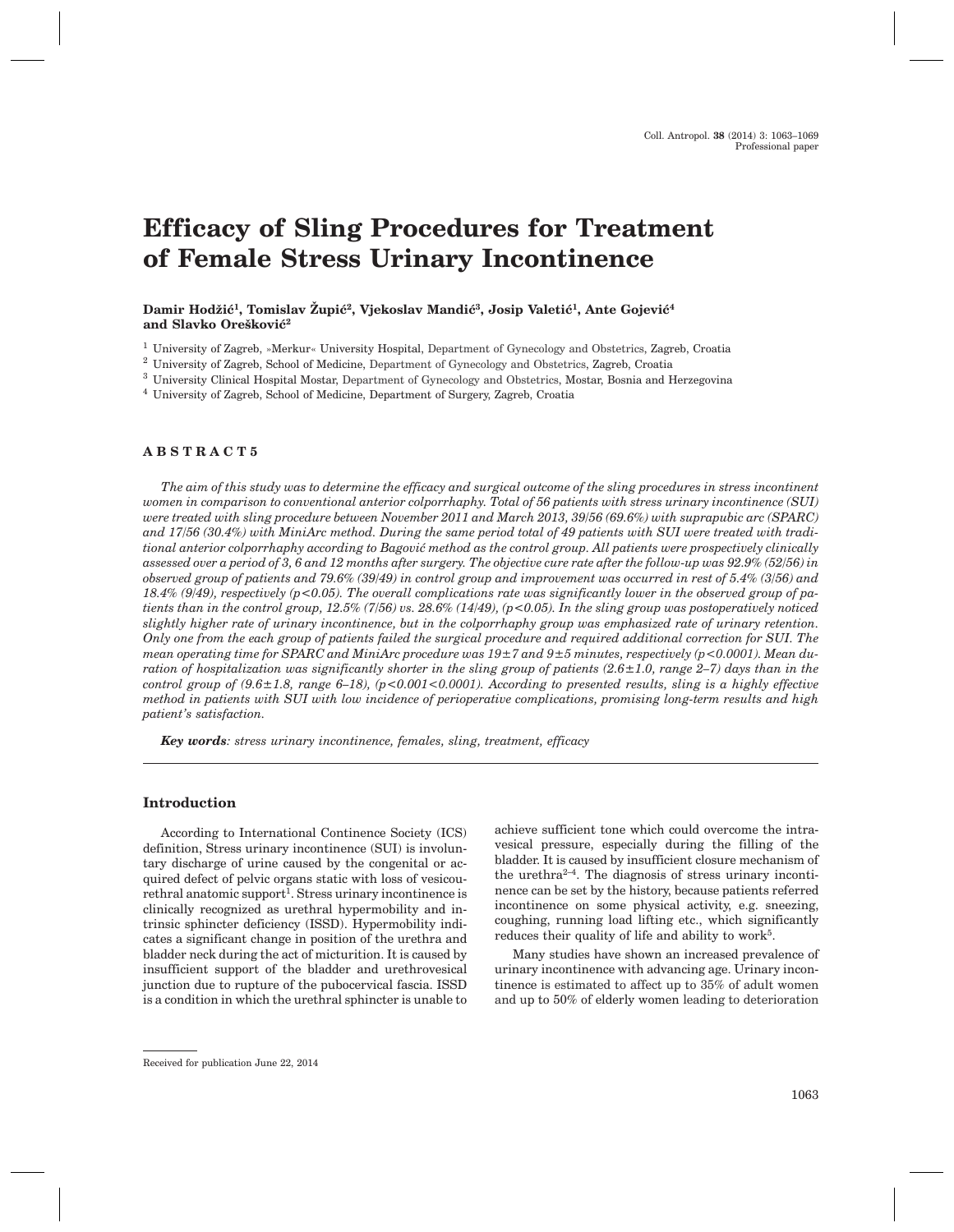Professional paper

# Efficacy of Sling Procedures for Treatment of Female Stress Urinary Incontinence

**Damir Hodžić[1], Tomislav Župić[2], Vjekoslav Mandić[3], Josip Valetić[1], Ante Gojević[4] and Slavko Orešković[2]**

[1] University of Zagreb, »Merkur« University Hospital, Department of Gynecology and Obstetrics, Zagreb, Croatia

[2] University of Zagreb, School of Medicine, Department of Gynecology and Obstetrics, Zagreb, Croatia

[3] University Clinical Hospital Mostar, Department of Gynecology and Obstetrics, Mostar, Bosnia and Herzegovina

[4] University of Zagreb, School of Medicine, Department of Surgery, Zagreb, Croatia

## ABSTRACT5

*The aim of this study was to determine the efficacy and surgical outcome of the sling procedures in stress incontinent women in comparison to conventional anterior colporrhaphy. Total of 56 patients with stress urinary incontinence (SUI) were treated with sling procedure between November 2011 and March 2013, 39/56 (69.6%) with suprapubic arc (SPARC) and 17/56 (30.4%) with MiniArc method. During the same period total of 49 patients with SUI were treated with traditional anterior colporrhaphy according to Bagović method as the control group. All patients were prospectively clinically assessed over a period of 3, 6 and 12 months after surgery. The objective cure rate after the follow-up was 92.9% (52/56) in observed group of patients and 79.6% (39/49) in control group and improvement was occurred in rest of 5.4% (3/56) and 18.4% (9/49), respectively ($p<0.05$). The overall complications rate was significantly lower in the observed group of patients than in the control group, 12.5% (7/56) vs. 28.6% (14/49), ($p<0.05$). In the sling group was postoperatively noticed slightly higher rate of urinary incontinence, but in the colporrhaphy group was emphasized rate of urinary retention. Only one from the each group of patients failed the surgical procedure and required additional correction for SUI. The mean operating time for SPARC and MiniArc procedure was 19±7 and 9±5 minutes, respectively ($p<0.0001$). Mean duration of hospitalization was significantly shorter in the sling group of patients (2.6±1.0, range 2–7) days than in the control group of (9.6±1.8, range 6–18), ($p<0.001<0.0001$). According to presented results, sling is a highly effective method in patients with SUI with low incidence of perioperative complications, promising long-term results and high patient's satisfaction.*

***Key words**: stress urinary incontinence, females, sling, treatment, efficacy*

## Introduction

According to International Continence Society (ICS) definition, Stress urinary incontinence (SUI) is involuntary discharge of urine caused by the congenital or acquired defect of pelvic organs static with loss of vesicourethral anatomic support[1]. Stress urinary incontinence is clinically recognized as urethral hypermobility and intrinsic sphincter deficiency (ISSD). Hypermobility indicates a significant change in position of the urethra and bladder neck during the act of micturition. It is caused by insufficient support of the bladder and urethrovesical junction due to rupture of the pubocervical fascia. ISSD is a condition in which the urethral sphincter is unable to achieve sufficient tone which could overcome the intravesical pressure, especially during the filling of the bladder. It is caused by insufficient closure mechanism of the urethra[2–4]. The diagnosis of stress urinary incontinence can be set by the history, because patients referred incontinence on some physical activity, e.g. sneezing, coughing, running load lifting etc., which significantly reduces their quality of life and ability to work[5].

Many studies have shown an increased prevalence of urinary incontinence with advancing age. Urinary incontinence is estimated to affect up to 35% of adult women and up to 50% of elderly women leading to deterioration

Received for publication June 22, 2014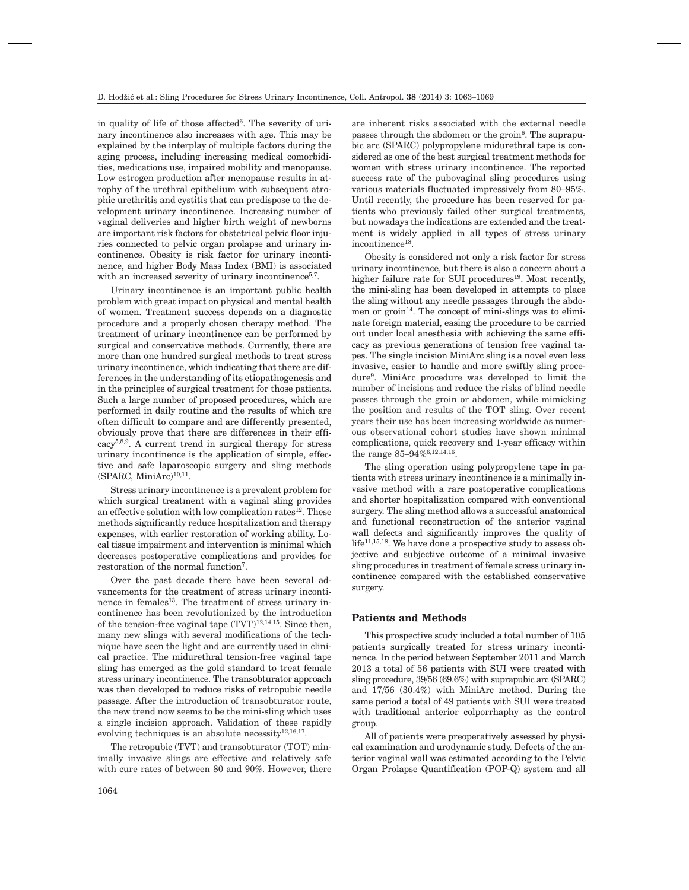in quality of life of those affected[6]. The severity of urinary incontinence also increases with age. This may be explained by the interplay of multiple factors during the aging process, including increasing medical comorbidities, medications use, impaired mobility and menopause. Low estrogen production after menopause results in atrophy of the urethral epithelium with subsequent atrophic urethritis and cystitis that can predispose to the development urinary incontinence. Increasing number of vaginal deliveries and higher birth weight of newborns are important risk factors for obstetrical pelvic floor injuries connected to pelvic organ prolapse and urinary incontinence. Obesity is risk factor for urinary incontinence, and higher Body Mass Index (BMI) is associated with an increased severity of urinary incontinence[5,7].

Urinary incontinence is an important public health problem with great impact on physical and mental health of women. Treatment success depends on a diagnostic procedure and a properly chosen therapy method. The treatment of urinary incontinence can be performed by surgical and conservative methods. Currently, there are more than one hundred surgical methods to treat stress urinary incontinence, which indicating that there are differences in the understanding of its etiopathogenesis and in the principles of surgical treatment for those patients. Such a large number of proposed procedures, which are performed in daily routine and the results of which are often difficult to compare and are differently presented, obviously prove that there are differences in their efficacy[5,8,9]. A current trend in surgical therapy for stress urinary incontinence is the application of simple, effective and safe laparoscopic surgery and sling methods (SPARC, MiniArc)[10,11].

Stress urinary incontinence is a prevalent problem for which surgical treatment with a vaginal sling provides an effective solution with low complication rates[12]. These methods significantly reduce hospitalization and therapy expenses, with earlier restoration of working ability. Local tissue impairment and intervention is minimal which decreases postoperative complications and provides for restoration of the normal function[7].

Over the past decade there have been several advancements for the treatment of stress urinary incontinence in females[13]. The treatment of stress urinary incontinence has been revolutionized by the introduction of the tension-free vaginal tape (TVT)[12,14,15]. Since then, many new slings with several modifications of the technique have seen the light and are currently used in clinical practice. The midurethral tension-free vaginal tape sling has emerged as the gold standard to treat female stress urinary incontinence. The transobturator approach was then developed to reduce risks of retropubic needle passage. After the introduction of transobturator route, the new trend now seems to be the mini-sling which uses a single incision approach. Validation of these rapidly evolving techniques is an absolute necessity[12,16,17].

The retropubic (TVT) and transobturator (TOT) minimally invasive slings are effective and relatively safe with cure rates of between 80 and 90%. However, there are inherent risks associated with the external needle passes through the abdomen or the groin[6]. The suprapubic arc (SPARC) polypropylene midurethral tape is considered as one of the best surgical treatment methods for women with stress urinary incontinence. The reported success rate of the pubovaginal sling procedures using various materials fluctuated impressively from 80–95%. Until recently, the procedure has been reserved for patients who previously failed other surgical treatments, but nowadays the indications are extended and the treatment is widely applied in all types of stress urinary incontinence[18].

Obesity is considered not only a risk factor for stress urinary incontinence, but there is also a concern about a higher failure rate for SUI procedures[19]. Most recently, the mini-sling has been developed in attempts to place the sling without any needle passages through the abdomen or groin[14]. The concept of mini-slings was to eliminate foreign material, easing the procedure to be carried out under local anesthesia with achieving the same efficacy as previous generations of tension free vaginal tapes. The single incision MiniArc sling is a novel even less invasive, easier to handle and more swiftly sling procedure[9]. MiniArc procedure was developed to limit the number of incisions and reduce the risks of blind needle passes through the groin or abdomen, while mimicking the position and results of the TOT sling. Over recent years their use has been increasing worldwide as numerous observational cohort studies have shown minimal complications, quick recovery and 1-year efficacy within the range 85–94%[6,12,14,16].

The sling operation using polypropylene tape in patients with stress urinary incontinence is a minimally invasive method with a rare postoperative complications and shorter hospitalization compared with conventional surgery. The sling method allows a successful anatomical and functional reconstruction of the anterior vaginal wall defects and significantly improves the quality of life[11,15,18]. We have done a prospective study to assess objective and subjective outcome of a minimal invasive sling procedures in treatment of female stress urinary incontinence compared with the established conservative surgery.

## Patients and Methods

This prospective study included a total number of 105 patients surgically treated for stress urinary incontinence. In the period between September 2011 and March 2013 a total of 56 patients with SUI were treated with sling procedure, 39/56 (69.6%) with suprapubic arc (SPARC) and 17/56 (30.4%) with MiniArc method. During the same period a total of 49 patients with SUI were treated with traditional anterior colporrhaphy as the control group.

All of patients were preoperatively assessed by physical examination and urodynamic study. Defects of the anterior vaginal wall was estimated according to the Pelvic Organ Prolapse Quantification (POP-Q) system and all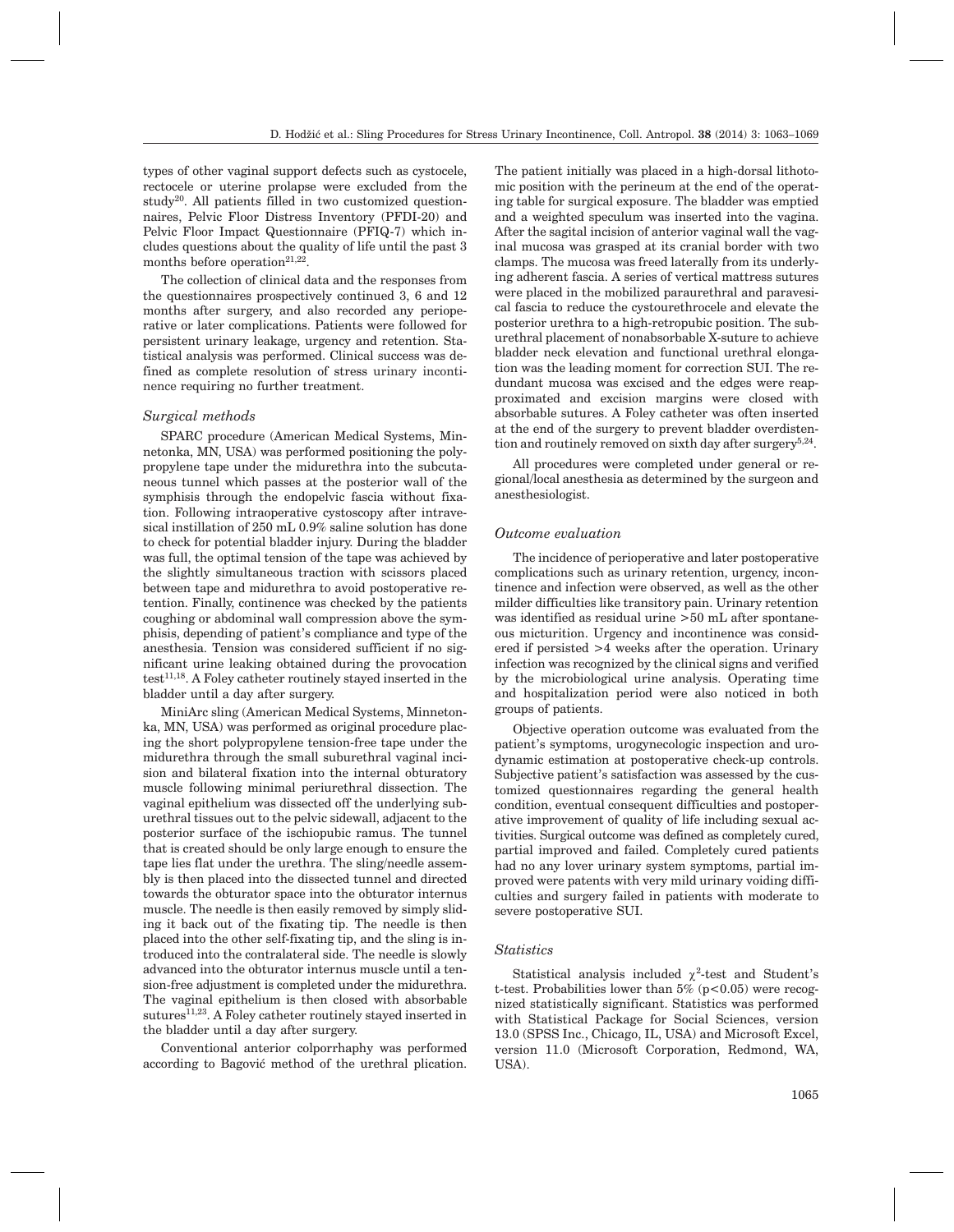types of other vaginal support defects such as cystocele, rectocele or uterine prolapse were excluded from the study[20]. All patients filled in two customized questionnaires, Pelvic Floor Distress Inventory (PFDI-20) and Pelvic Floor Impact Questionnaire (PFIQ-7) which includes questions about the quality of life until the past 3 months before operation[21,22].

The collection of clinical data and the responses from the questionnaires prospectively continued 3, 6 and 12 months after surgery, and also recorded any perioperative or later complications. Patients were followed for persistent urinary leakage, urgency and retention. Statistical analysis was performed. Clinical success was defined as complete resolution of stress urinary incontinence requiring no further treatment.

### *Surgical methods*

SPARC procedure (American Medical Systems, Minnetonka, MN, USA) was performed positioning the polypropylene tape under the midurethra into the subcutaneous tunnel which passes at the posterior wall of the symphisis through the endopelvic fascia without fixation. Following intraoperative cystoscopy after intravesical instillation of 250 mL 0.9% saline solution has done to check for potential bladder injury. During the bladder was full, the optimal tension of the tape was achieved by the slightly simultaneous traction with scissors placed between tape and midurethra to avoid postoperative retention. Finally, continence was checked by the patients coughing or abdominal wall compression above the symphisis, depending of patient's compliance and type of the anesthesia. Tension was considered sufficient if no significant urine leaking obtained during the provocation test[11,18]. A Foley catheter routinely stayed inserted in the bladder until a day after surgery.

MiniArc sling (American Medical Systems, Minnetonka, MN, USA) was performed as original procedure placing the short polypropylene tension-free tape under the midurethra through the small suburethral vaginal incision and bilateral fixation into the internal obturatory muscle following minimal periurethral dissection. The vaginal epithelium was dissected off the underlying suburethral tissues out to the pelvic sidewall, adjacent to the posterior surface of the ischiopubic ramus. The tunnel that is created should be only large enough to ensure the tape lies flat under the urethra. The sling/needle assembly is then placed into the dissected tunnel and directed towards the obturator space into the obturator internus muscle. The needle is then easily removed by simply sliding it back out of the fixating tip. The needle is then placed into the other self-fixating tip, and the sling is introduced into the contralateral side. The needle is slowly advanced into the obturator internus muscle until a tension-free adjustment is completed under the midurethra. The vaginal epithelium is then closed with absorbable sutures[11,23]. A Foley catheter routinely stayed inserted in the bladder until a day after surgery.

Conventional anterior colporrhaphy was performed according to Bagović method of the urethral plication. The patient initially was placed in a high-dorsal lithotomic position with the perineum at the end of the operating table for surgical exposure. The bladder was emptied and a weighted speculum was inserted into the vagina. After the sagital incision of anterior vaginal wall the vaginal mucosa was grasped at its cranial border with two clamps. The mucosa was freed laterally from its underlying adherent fascia. A series of vertical mattress sutures were placed in the mobilized paraurethral and paravesical fascia to reduce the cystourethrocele and elevate the posterior urethra to a high-retropubic position. The suburethral placement of nonabsorbable X-suture to achieve bladder neck elevation and functional urethral elongation was the leading moment for correction SUI. The redundant mucosa was excised and the edges were reapproximated and excision margins were closed with absorbable sutures. A Foley catheter was often inserted at the end of the surgery to prevent bladder overdistention and routinely removed on sixth day after surgery[5,24].

All procedures were completed under general or regional/local anesthesia as determined by the surgeon and anesthesiologist.

### *Outcome evaluation*

The incidence of perioperative and later postoperative complications such as urinary retention, urgency, incontinence and infection were observed, as well as the other milder difficulties like transitory pain. Urinary retention was identified as residual urine >50 mL after spontaneous micturition. Urgency and incontinence was considered if persisted >4 weeks after the operation. Urinary infection was recognized by the clinical signs and verified by the microbiological urine analysis. Operating time and hospitalization period were also noticed in both groups of patients.

Objective operation outcome was evaluated from the patient's symptoms, urogynecologic inspection and urodynamic estimation at postoperative check-up controls. Subjective patient's satisfaction was assessed by the customized questionnaires regarding the general health condition, eventual consequent difficulties and postoperative improvement of quality of life including sexual activities. Surgical outcome was defined as completely cured, partial improved and failed. Completely cured patients had no any lover urinary system symptoms, partial improved were patens with very mild urinary voiding difficulties and surgery failed in patients with moderate to severe postoperative SUI.

### *Statistics*

Statistical analysis included $\chi^2$-test and Student's t-test. Probabilities lower than 5% ($p<0.05$) were recognized statistically significant. Statistics was performed with Statistical Package for Social Sciences, version 13.0 (SPSS Inc., Chicago, IL, USA) and Microsoft Excel, version 11.0 (Microsoft Corporation, Redmond, WA, USA).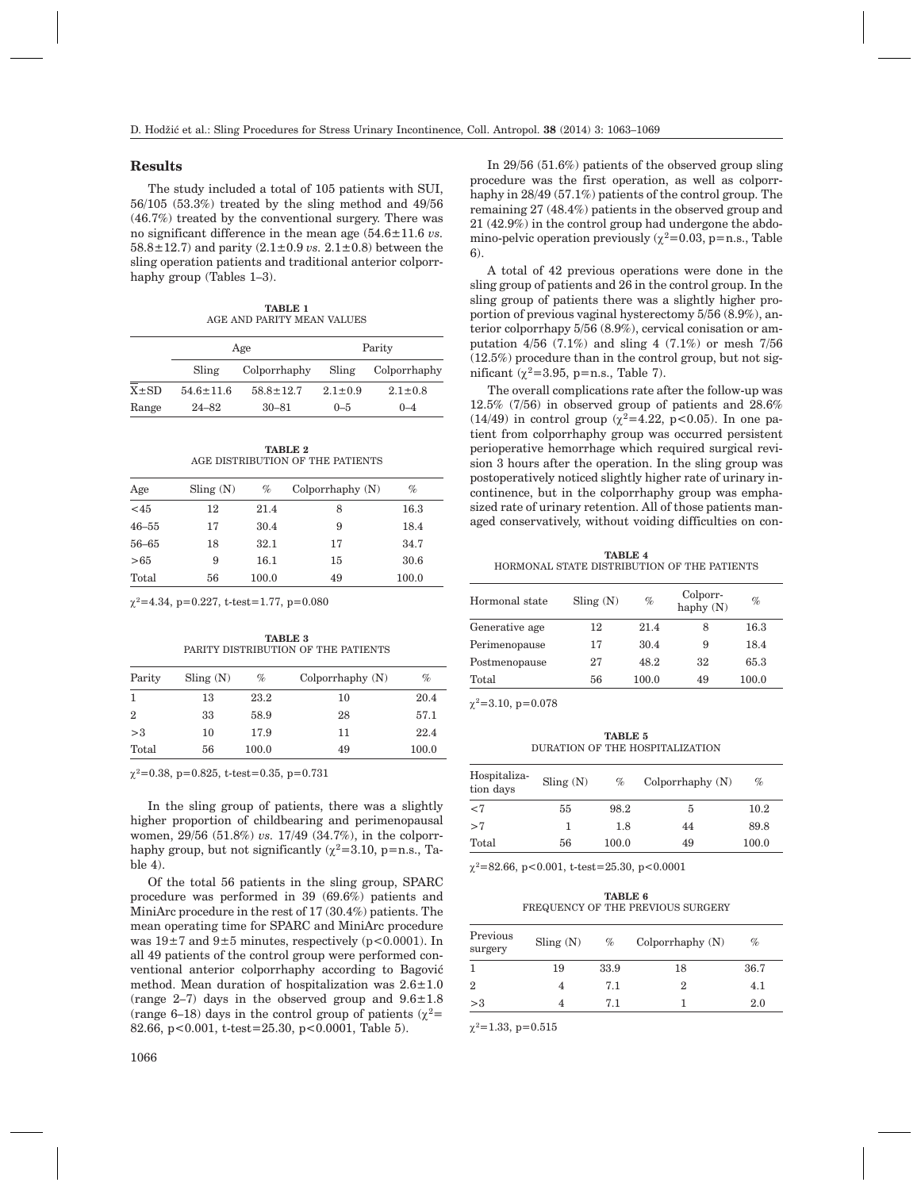## Results

The study included a total of 105 patients with SUI, 56/105 (53.3%) treated by the sling method and 49/56 (46.7%) treated by the conventional surgery. There was no significant difference in the mean age (54.6±11.6 *vs.* 58.8±12.7) and parity (2.1±0.9 *vs.* 2.1±0.8) between the sling operation patients and traditional anterior colporrhaphy group (Tables 1–3).

**TABLE 1**
AGE AND PARITY MEAN VALUES

| | Age | | Parity | |
|---|---|---|---|---|
| | Sling | Colporrhaphy | Sling | Colporrhaphy |
| $\overline{X}$±SD | 54.6±11.6 | 58.8±12.7 | 2.1±0.9 | 2.1±0.8 |
| Range | 24–82 | 30–81 | 0–5 | 0–4 |

**TABLE 2**
AGE DISTRIBUTION OF THE PATIENTS

| Age | Sling (N) | % | Colporrhaphy (N) | % |
|---|---|---|---|---|
| <45 | 12 | 21.4 | 8 | 16.3 |
| 46–55 | 17 | 30.4 | 9 | 18.4 |
| 56–65 | 18 | 32.1 | 17 | 34.7 |
| >65 | 9 | 16.1 | 15 | 30.6 |
| Total | 56 | 100.0 | 49 | 100.0 |

$\chi^2$=4.34, p=0.227, t-test=1.77, p=0.080

**TABLE 3**
PARITY DISTRIBUTION OF THE PATIENTS

| Parity | Sling (N) | % | Colporrhaphy (N) | % |
|---|---|---|---|---|
| 1 | 13 | 23.2 | 10 | 20.4 |
| 2 | 33 | 58.9 | 28 | 57.1 |
| >3 | 10 | 17.9 | 11 | 22.4 |
| Total | 56 | 100.0 | 49 | 100.0 |

$\chi^2$=0.38, p=0.825, t-test=0.35, p=0.731

In the sling group of patients, there was a slightly higher proportion of childbearing and perimenopausal women, 29/56 (51.8%) *vs.* 17/49 (34.7%), in the colporrhaphy group, but not significantly ($\chi^2$=3.10, p=n.s., Table 4).

Of the total 56 patients in the sling group, SPARC procedure was performed in 39 (69.6%) patients and MiniArc procedure in the rest of 17 (30.4%) patients. The mean operating time for SPARC and MiniArc procedure was 19±7 and 9±5 minutes, respectively (p<0.0001). In all 49 patients of the control group were performed conventional anterior colporrhaphy according to Bagović method. Mean duration of hospitalization was 2.6±1.0 (range 2–7) days in the observed group and 9.6±1.8 (range 6–18) days in the control group of patients ($\chi^2$= 82.66, p<0.001, t-test=25.30, p<0.0001, Table 5).

In 29/56 (51.6%) patients of the observed group sling procedure was the first operation, as well as colporrhaphy in 28/49 (57.1%) patients of the control group. The remaining 27 (48.4%) patients in the observed group and 21 (42.9%) in the control group had undergone the abdomino-pelvic operation previously ($\chi^2$=0.03, p=n.s., Table 6).

A total of 42 previous operations were done in the sling group of patients and 26 in the control group. In the sling group of patients there was a slightly higher proportion of previous vaginal hysterectomy 5/56 (8.9%), anterior colporrhaphy 5/56 (8.9%), cervical conisation or amputation 4/56 (7.1%) and sling 4 (7.1%) or mesh 7/56 (12.5%) procedure than in the control group, but not significant ($\chi^2$=3.95, p=n.s., Table 7).

The overall complications rate after the follow-up was 12.5% (7/56) in observed group of patients and 28.6% (14/49) in control group ($\chi^2$=4.22, p<0.05). In one patient from colporrhaphy group was occurred persistent perioperative hemorrhage which required surgical revision 3 hours after the operation. In the sling group was postoperatively noticed slightly higher rate of urinary incontinence, but in the colporrhaphy group was emphasized rate of urinary retention. All of those patients managed conservatively, without voiding difficulties on con-

**TABLE 4**
HORMONAL STATE DISTRIBUTION OF THE PATIENTS

| Hormonal state | Sling (N) | % | Colporrhaphy (N) | % |
|---|---|---|---|---|
| Generative age | 12 | 21.4 | 8 | 16.3 |
| Perimenopause | 17 | 30.4 | 9 | 18.4 |
| Postmenopause | 27 | 48.2 | 32 | 65.3 |
| Total | 56 | 100.0 | 49 | 100.0 |

$\chi^2$=3.10, p=0.078

**TABLE 5**
DURATION OF THE HOSPITALIZATION

| Hospitalization days | Sling (N) | % | Colporrhaphy (N) | % |
|---|---|---|---|---|
| <7 | 55 | 98.2 | 5 | 10.2 |
| >7 | 1 | 1.8 | 44 | 89.8 |
| Total | 56 | 100.0 | 49 | 100.0 |

$\chi^2$=82.66, p<0.001, t-test=25.30, p<0.0001

**TABLE 6**
FREQUENCY OF THE PREVIOUS SURGERY

| Previous surgery | Sling (N) | % | Colporrhaphy (N) | % |
|---|---|---|---|---|
| 1 | 19 | 33.9 | 18 | 36.7 |
| 2 | 4 | 7.1 | 2 | 4.1 |
| >3 | 4 | 7.1 | 1 | 2.0 |

$\chi^2$=1.33, p=0.515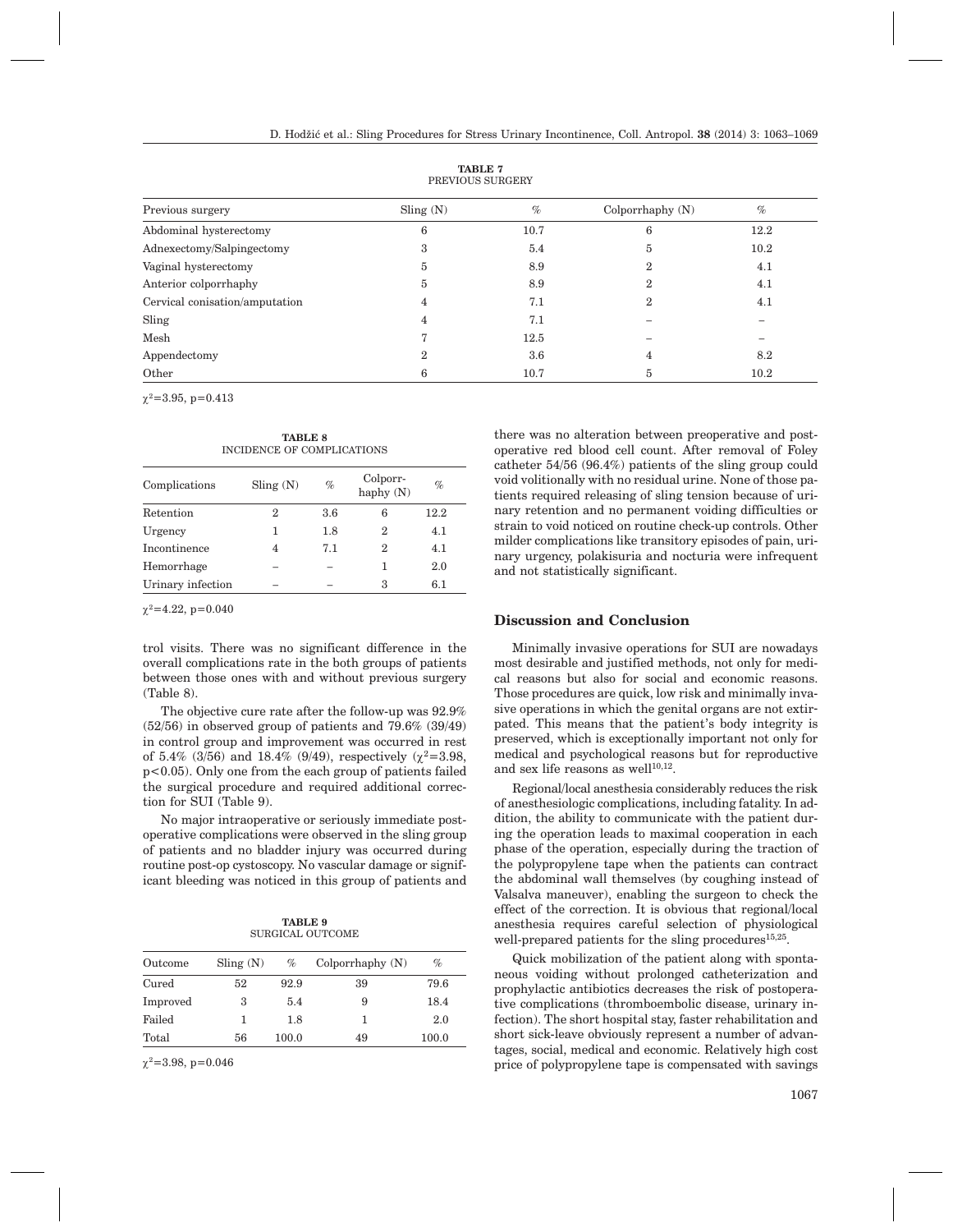**TABLE 7**
PREVIOUS SURGERY

| Previous surgery | Sling (N) | % | Colporrhaphy (N) | % |
|---|---|---|---|---|
| Abdominal hysterectomy | 6 | 10.7 | 6 | 12.2 |
| Adnexectomy/Salpingectomy | 3 | 5.4 | 5 | 10.2 |
| Vaginal hysterectomy | 5 | 8.9 | 2 | 4.1 |
| Anterior colporrhaphy | 5 | 8.9 | 2 | 4.1 |
| Cervical conisation/amputation | 4 | 7.1 | 2 | 4.1 |
| Sling | 4 | 7.1 | – | – |
| Mesh | 7 | 12.5 | – | – |
| Appendectomy | 2 | 3.6 | 4 | 8.2 |
| Other | 6 | 10.7 | 5 | 10.2 |

$\chi^2$=3.95, p=0.413

**TABLE 8**
INCIDENCE OF COMPLICATIONS

| Complications | Sling (N) | % | Colporr-haphy (N) | % |
|---|---|---|---|---|
| Retention | 2 | 3.6 | 6 | 12.2 |
| Urgency | 1 | 1.8 | 2 | 4.1 |
| Incontinence | 4 | 7.1 | 2 | 4.1 |
| Hemorrhage | – | – | 1 | 2.0 |
| Urinary infection | – | – | 3 | 6.1 |

$\chi^2$=4.22, p=0.040

trol visits. There was no significant difference in the overall complications rate in the both groups of patients between those ones with and without previous surgery (Table 8).

The objective cure rate after the follow-up was 92.9% (52/56) in observed group of patients and 79.6% (39/49) in control group and improvement was occurred in rest of 5.4% (3/56) and 18.4% (9/49), respectively ($\chi^2$=3.98, $p<0.05$). Only one from the each group of patients failed the surgical procedure and required additional correction for SUI (Table 9).

No major intraoperative or seriously immediate postoperative complications were observed in the sling group of patients and no bladder injury was occurred during routine post-op cystoscopy. No vascular damage or significant bleeding was noticed in this group of patients and there was no alteration between preoperative and postoperative red blood cell count. After removal of Foley catheter 54/56 (96.4%) patients of the sling group could void volitionally with no residual urine. None of those patients required releasing of sling tension because of urinary retention and no permanent voiding difficulties or strain to void noticed on routine check-up controls. Other milder complications like transitory episodes of pain, urinary urgency, polakisuria and nocturia were infrequent and not statistically significant.

**TABLE 9**
SURGICAL OUTCOME

| Outcome | Sling (N) | % | Colporrhaphy (N) | % |
|---|---|---|---|---|
| Cured | 52 | 92.9 | 39 | 79.6 |
| Improved | 3 | 5.4 | 9 | 18.4 |
| Failed | 1 | 1.8 | 1 | 2.0 |
| Total | 56 | 100.0 | 49 | 100.0 |

$\chi^2$=3.98, p=0.046

## Discussion and Conclusion

Minimally invasive operations for SUI are nowadays most desirable and justified methods, not only for medical reasons but also for social and economic reasons. Those procedures are quick, low risk and minimally invasive operations in which the genital organs are not extirpated. This means that the patient's body integrity is preserved, which is exceptionally important not only for medical and psychological reasons but for reproductive and sex life reasons as well[10,12].

Regional/local anesthesia considerably reduces the risk of anesthesiologic complications, including fatality. In addition, the ability to communicate with the patient during the operation leads to maximal cooperation in each phase of the operation, especially during the traction of the polypropylene tape when the patients can contract the abdominal wall themselves (by coughing instead of Valsalva maneuver), enabling the surgeon to check the effect of the correction. It is obvious that regional/local anesthesia requires careful selection of physiological well-prepared patients for the sling procedures[15,25].

Quick mobilization of the patient along with spontaneous voiding without prolonged catheterization and prophylactic antibiotics decreases the risk of postoperative complications (thromboembolic disease, urinary infection). The short hospital stay, faster rehabilitation and short sick-leave obviously represent a number of advantages, social, medical and economic. Relatively high cost price of polypropylene tape is compensated with savings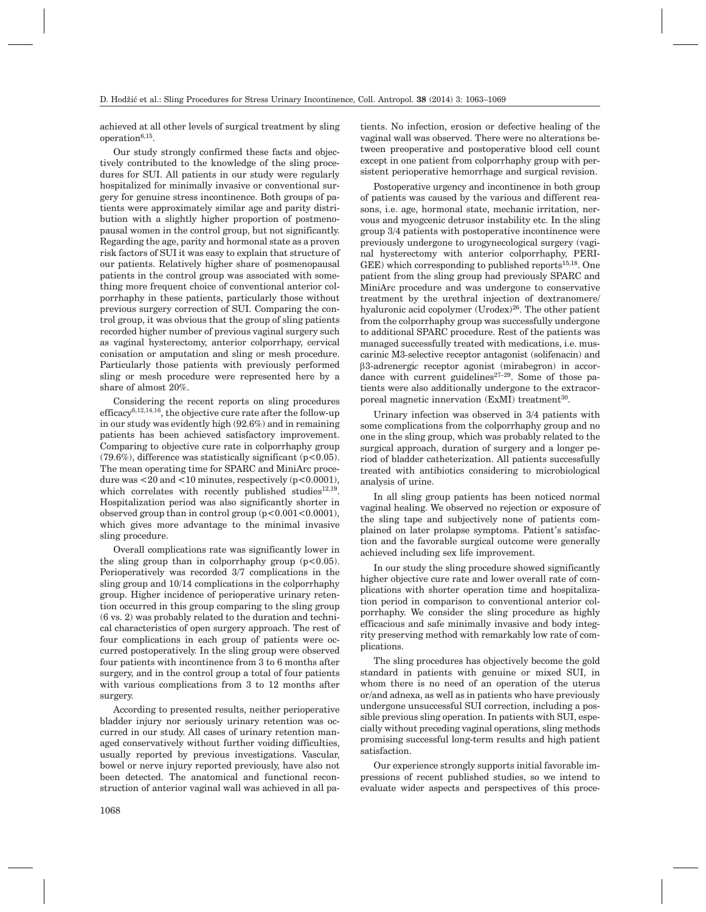achieved at all other levels of surgical treatment by sling operation[6,15].

Our study strongly confirmed these facts and objectively contributed to the knowledge of the sling procedures for SUI. All patients in our study were regularly hospitalized for minimally invasive or conventional surgery for genuine stress incontinence. Both groups of patients were approximately similar age and parity distribution with a slightly higher proportion of postmenopausal women in the control group, but not significantly. Regarding the age, parity and hormonal state as a proven risk factors of SUI it was easy to explain that structure of our patients. Relatively higher share of posmenopausal patients in the control group was associated with something more frequent choice of conventional anterior colporrhaphy in these patients, particularly those without previous surgery correction of SUI. Comparing the control group, it was obvious that the group of sling patients recorded higher number of previous vaginal surgery such as vaginal hysterectomy, anterior colporrhapy, cervical conisation or amputation and sling or mesh procedure. Particularly those patients with previously performed sling or mesh procedure were represented here by a share of almost 20%.

Considering the recent reports on sling procedures efficacy[6,12,14,16], the objective cure rate after the follow-up in our study was evidently high (92.6%) and in remaining patients has been achieved satisfactory improvement. Comparing to objective cure rate in colporrhaphy group (79.6%), difference was statistically significant ($p<0.05$). The mean operating time for SPARC and MiniArc procedure was <20 and <10 minutes, respectively ($p<0.0001$), which correlates with recently published studies[12,19]. Hospitalization period was also significantly shorter in observed group than in control group ($p<0.001<0.0001$), which gives more advantage to the minimal invasive sling procedure.

Overall complications rate was significantly lower in the sling group than in colporrhaphy group ($p<0.05$). Perioperatively was recorded 3/7 complications in the sling group and 10/14 complications in the colporrhaphy group. Higher incidence of perioperative urinary retention occurred in this group comparing to the sling group (6 vs. 2) was probably related to the duration and technical characteristics of open surgery approach. The rest of four complications in each group of patients were occurred postoperatively. In the sling group were observed four patients with incontinence from 3 to 6 months after surgery, and in the control group a total of four patients with various complications from 3 to 12 months after surgery.

According to presented results, neither perioperative bladder injury nor seriously urinary retention was occurred in our study. All cases of urinary retention managed conservatively without further voiding difficulties, usually reported by previous investigations. Vascular, bowel or nerve injury reported previously, have also not been detected. The anatomical and functional reconstruction of anterior vaginal wall was achieved in all patients. No infection, erosion or defective healing of the vaginal wall was observed. There were no alterations between preoperative and postoperative blood cell count except in one patient from colporrhaphy group with persistent perioperative hemorrhage and surgical revision.

Postoperative urgency and incontinence in both group of patients was caused by the various and different reasons, i.e. age, hormonal state, mechanic irritation, nervous and myogcenic detrusor instability etc. In the sling group 3/4 patients with postoperative incontinence were previously undergone to urogynecological surgery (vaginal hysterectomy with anterior colporrhaphy, PERIGEE) which corresponding to published reports[15,18]. One patient from the sling group had previously SPARC and MiniArc procedure and was undergone to conservative treatment by the urethral injection of dextranomere/ hyaluronic acid copolymer (Urodex)[26]. The other patient from the colporrhaphy group was successfully undergone to additional SPARC procedure. Rest of the patients was managed successfully treated with medications, i.e. muscarinic M3-selective receptor antagonist (solifenacin) and β3-adrenergic receptor agonist (mirabegron) in accordance with current guidelines[27–29]. Some of those patients were also additionally undergone to the extracorporeal magnetic innervation (ExMI) treatment[30].

Urinary infection was observed in 3/4 patients with some complications from the colporrhaphy group and no one in the sling group, which was probably related to the surgical approach, duration of surgery and a longer period of bladder catheterization. All patients successfully treated with antibiotics considering to microbiological analysis of urine.

In all sling group patients has been noticed normal vaginal healing. We observed no rejection or exposure of the sling tape and subjectively none of patients complained on later prolapse symptoms. Patient's satisfaction and the favorable surgical outcome were generally achieved including sex life improvement.

In our study the sling procedure showed significantly higher objective cure rate and lower overall rate of complications with shorter operation time and hospitalization period in comparison to conventional anterior colporrhaphy. We consider the sling procedure as highly efficacious and safe minimally invasive and body integrity preserving method with remarkably low rate of complications.

The sling procedures has objectively become the gold standard in patients with genuine or mixed SUI, in whom there is no need of an operation of the uterus or/and adnexa, as well as in patients who have previously undergone unsuccessful SUI correction, including a possible previous sling operation. In patients with SUI, especially without preceding vaginal operations, sling methods promising successful long-term results and high patient satisfaction.

Our experience strongly supports initial favorable impressions of recent published studies, so we intend to evaluate wider aspects and perspectives of this proce-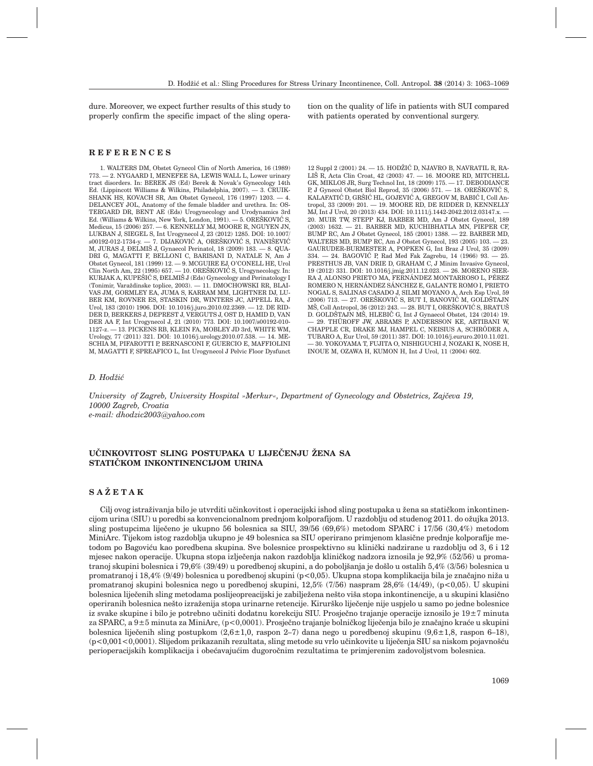dure. Moreover, we expect further results of this study to properly confirm the specific impact of the sling operation on the quality of life in patients with SUI compared with patients operated by conventional surgery.

## REFERENCES

1. WALTERS DM, Obstet Gynecol Clin of North America, 16 (1989) 773. — 2. NYGAARD I, MENEFEE SA, LEWIS WALL L, Lower urinary tract disorders. In: BEREK JS (Ed) Berek & Novak's Gynecology 14th Ed. (Lippincott Williams & Wilkins, Philadelphia, 2007). — 3. CRUIKSHANK HS, KOVACH SR, Am Obstet Gynecol, 176 (1997) 1203. — 4. DELANCEY JOL, Anatomy of the female bladder and urethra. In: OSTERGARD DR, BENT AE (Eds) Urogynecology and Urodynamics 3rd Ed. (Williams & Wilkins, New York, London, 1991). — 5. OREŠKOVIĆ S, Medicus, 15 (2006) 257. — 6. KENNELLY MJ, MOORE R, NGUYEN JN, LUKBAN J, SIEGEL S, Int Urogynecol J, 23 (2012) 1285. DOI: 10.1007/s00192-012-1734-y. — 7. DIJAKOVIĆ A, OREŠKOVIĆ S, IVANIŠEVIĆ M, JURAS J, ĐELMIŠ J, Gynaecol Perinatol, 18 (2009) 183. — 8. QUADRI G, MAGATTI F, BELLONI C, BARISANI D, NATALE N, Am J Obstet Gynecol, 181 (1999) 12. — 9. MCGUIRE EJ, O'CONELL HE, Urol Clin North Am, 22 (1995) 657. — 10. OREŠKOVIĆ S, Urogynecology. In: KURJAK A, KUPEŠIĆ S, ĐELMIŠ J (Eds) Gynecology and Perinatology I (Tonimir, Varaždinske toplice, 2003). — 11. DMOCHOWSKI RR, BLAIVAS JM, GORMLEY EA, JUMA S, KARRAM MM, LIGHTNER DJ, LUBER KM, ROVNER ES, STASKIN DR, WINTERS JC, APPELL RA, J Urol, 183 (2010) 1906. DOI: 10.1016/j.juro.2010.02.2369. — 12. DE RIDDER D, BERKERS J, DEPREST J, VERGUTS J, OST D, HAMID D, VAN DER AA F, Int Urogynecol J, 21 (2010) 773. DOI: 10.1007/s00192-010-1127-z. — 13. PICKENS RB, KLEIN FA, MOBLEY JD 3rd, WHITE WM, Urology, 77 (2011) 321. DOI: 10.1016/j.urology.2010.07.538. — 14. MESCHIA M, PIFAROTTI P, BERNASCONI F, GUERCIO E, MAFFIOLINI M, MAGATTI F, SPREAFICO L, Int Urogynecol J Pelvic Floor Dysfunct 12 Suppl 2 (2001) 24. — 15. HODŽIĆ D, NJAVRO B, NAVRATIL R, RALIŠ R, Acta Clin Croat, 42 (2003) 47. — 16. MOORE RD, MITCHELL GK, MIKLOS JR, Surg Technol Int, 18 (2009) 175. — 17. DEBODIANCE P, J Gynecol Obstet Biol Reprod, 35 (2006) 571. — 18. OREŠKOVIĆ S, KALAFATIĆ D, GRŠIĆ HL, GOJEVIĆ A, GREGOV M, BABIĆ I, Coll Antropol, 33 (2009) 201. — 19. MOORE RD, DE RIDDER D, KENNELLY MJ, Int J Urol, 20 (2013) 434. DOI: 10.1111/j.1442-2042.2012.03147.x. — 20. MUIR TW, STEPP KJ, BARBER MD, Am J Obstet Gynecol, 189 (2003) 1632. — 21. BARBER MD, KUCHIBHATLA MN, PIEPER CF, BUMP RC, Am J Obstet Gynecol, 185 (2001) 1388. — 22. BARBER MD, WALTERS MD, BUMP RC, Am J Obstet Gynecol, 193 (2005) 103. — 23. GAURUDER-BURMESTER A, POPKEN G, Int Braz J Urol, 35 (2009) 334. — 24. BAGOVIĆ P, Rad Med Fak Zagrebu, 14 (1966) 93. — 25. PRESTHUS JB, VAN DRIE D, GRAHAM C, J Minim Invasive Gynecol, 19 (2012) 331. DOI: 10.1016/j.jmig.2011.12.023. — 26. MORENO SIERRA J, ALONSO PRIETO MA, FERNÁNDEZ MONTARROSO L, PÉREZ ROMERO N, HERNÁNDEZ SÁNCHEZ E, GALANTE ROMO I, PRIETO NOGAL S, SALINAS CASADO J, SILMI MOYANO A, Arch Esp Urol, 59 (2006) 713. — 27. OREŠKOVIĆ S, BUT I, BANOVIĆ M, GOLDŠTAJN MŠ, Coll Antropol, 36 (2012) 243. — 28. BUT I, OREŠKOVIĆ S, BRATUŠ D, GOLDŠTAJN MŠ, HLEBIĆ G, Int J Gynaecol Obstet, 124 (2014) 19. — 29. THÜROFF JW, ABRAMS P, ANDERSSON KE, ARTIBANI W, CHAPPLE CR, DRAKE MJ, HAMPEL C, NEISIUS A, SCHRÖDER A, TUBARO A, Eur Urol, 59 (2011) 387. DOI: 10.1016/j.eururo.2010.11.021. — 30. YOKOYAMA T, FUJITA O, NISHIGUCHI J, NOZAKI K, NOSE H, INOUE M, OZAWA H, KUMON H, Int J Urol, 11 (2004) 602.

*D. Hodžić*

*University of Zagreb, University Hospital »Merkur«, Department of Gynecology and Obstetrics, Zajčeva 19, 10000 Zagreb, Croatia*
*e-mail: dhodzic2003@yahoo.com*

## UČINKOVITOST SLING POSTUPAKA U LIJEČENJU ŽENA SA STATIČKOM INKONTINENCIJOM URINA

## SAŽETAK

Cilj ovog istraživanja bilo je utvrditi učinkovitost i operacijski ishod sling postupaka u žena sa statičkom inkontinencijom urina (SIU) u poredbi sa konvencionalnom prednjom kolporafijom. U razdoblju od studenog 2011. do ožujka 2013. sling postupcima liječeno je ukupno 56 bolesnica sa SIU, 39/56 (69,6%) metodom SPARC i 17/56 (30,4%) metodom MiniArc. Tijekom istog razdoblja ukupno je 49 bolesnica sa SIU operirano primjenom klasične prednje kolporafije metodom po Bagoviću kao poredbena skupina. Sve bolesnice prospektivno su klinički nadzirane u razdoblju od 3, 6 i 12 mjesec nakon operacije. Ukupna stopa izlječenja nakon razdoblja kliničkog nadzora iznosila je 92,9% (52/56) u promatranoj skupini bolesnica i 79,6% (39/49) u poredbenoj skupini, a do poboljšanja je došlo u ostalih 5,4% (3/56) bolesnica u promatranoj i 18,4% (9/49) bolesnica u poredbenoj skupini ($p<0,05$). Ukupna stopa komplikacija bila je značajno niža u promatranoj skupini bolesnica nego u poredbenoj skupini, 12,5% (7/56) naspram 28,6% (14/49), ($p<0,05$). U skupini bolesnica liječenih sling metodama poslijeopreacijski je zabilježena nešto viša stopa inkontinencije, a u skupini klasično operiranih bolesnica nešto izraženija stopa urinarne retencije. Kirurško liječenje nije uspjelo u samo po jedne bolesnice iz svake skupine i bilo je potrebno učiniti dodatnu korekciju SIU. Prosječno trajanje operacije iznosilo je 19±7 minuta za SPARC, a 9±5 minuta za MiniArc, ($p<0,0001$). Prosječno trajanje bolničkog liječenja bilo je značajno kraće u skupini bolesnica liječenih sling postupkom (2,6±1,0, raspon 2–7) dana nego u poredbenoj skupinu (9,6±1,8, raspon 6–18), ($p<0,001<0,0001$). Slijedom prikazanih rezultata, sling metode su vrlo učinkovite u liječenja SIU sa niskom pojavnošću perioperacijskih komplikacija i obećavajućim dugoročnim rezultatima te primjerenim zadovoljstvom bolesnica.